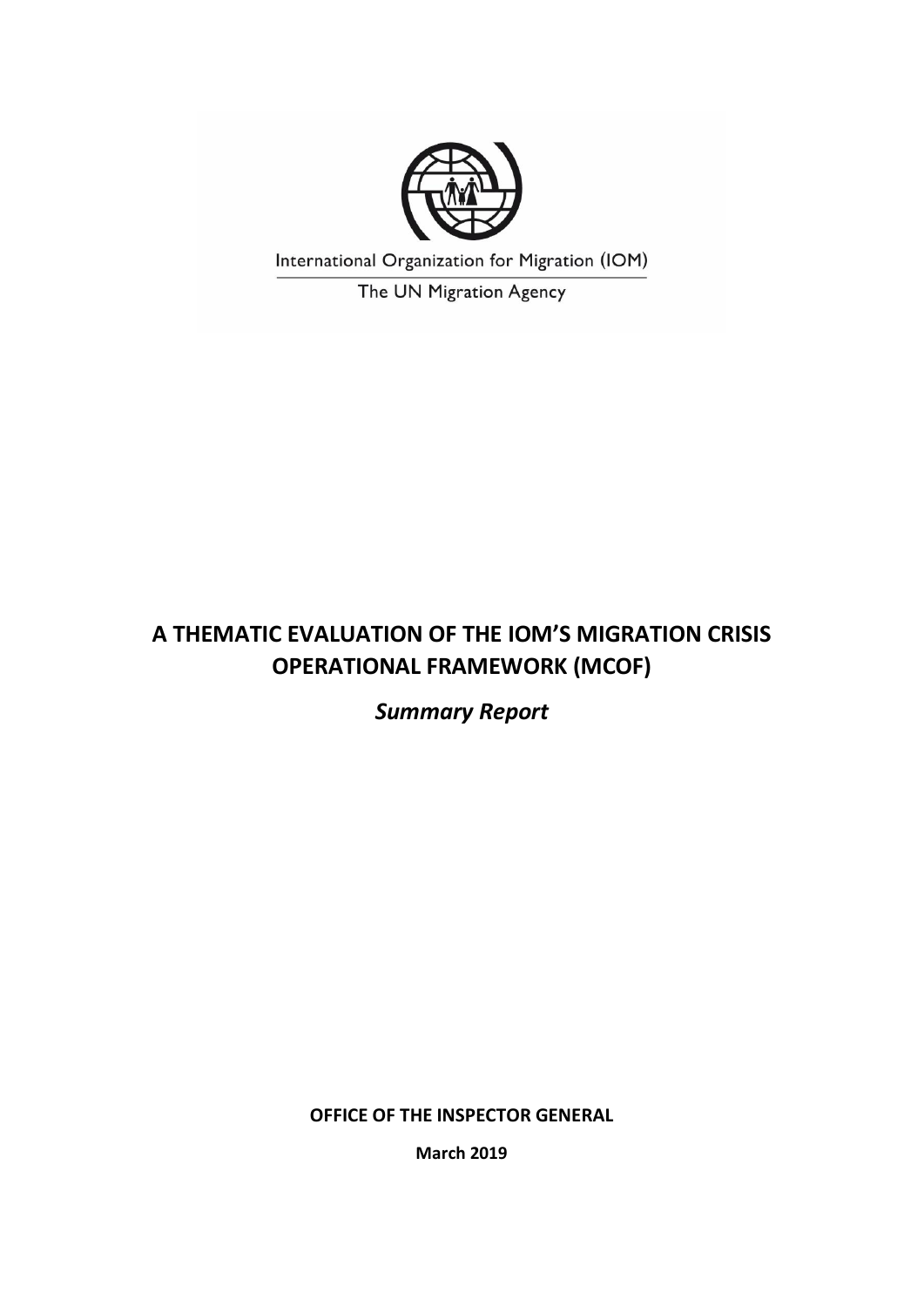International Organization for Migration (IOM)

The UN Migration Agency

# A THEMATIC EVALUATION OF THE IOM'S MIGRATION CRISIS OPERATIONAL FRAMEWORK (MCOF)

## *Summary Report*

**OFFICE OF THE INSPECTOR GENERAL**

**March 2019**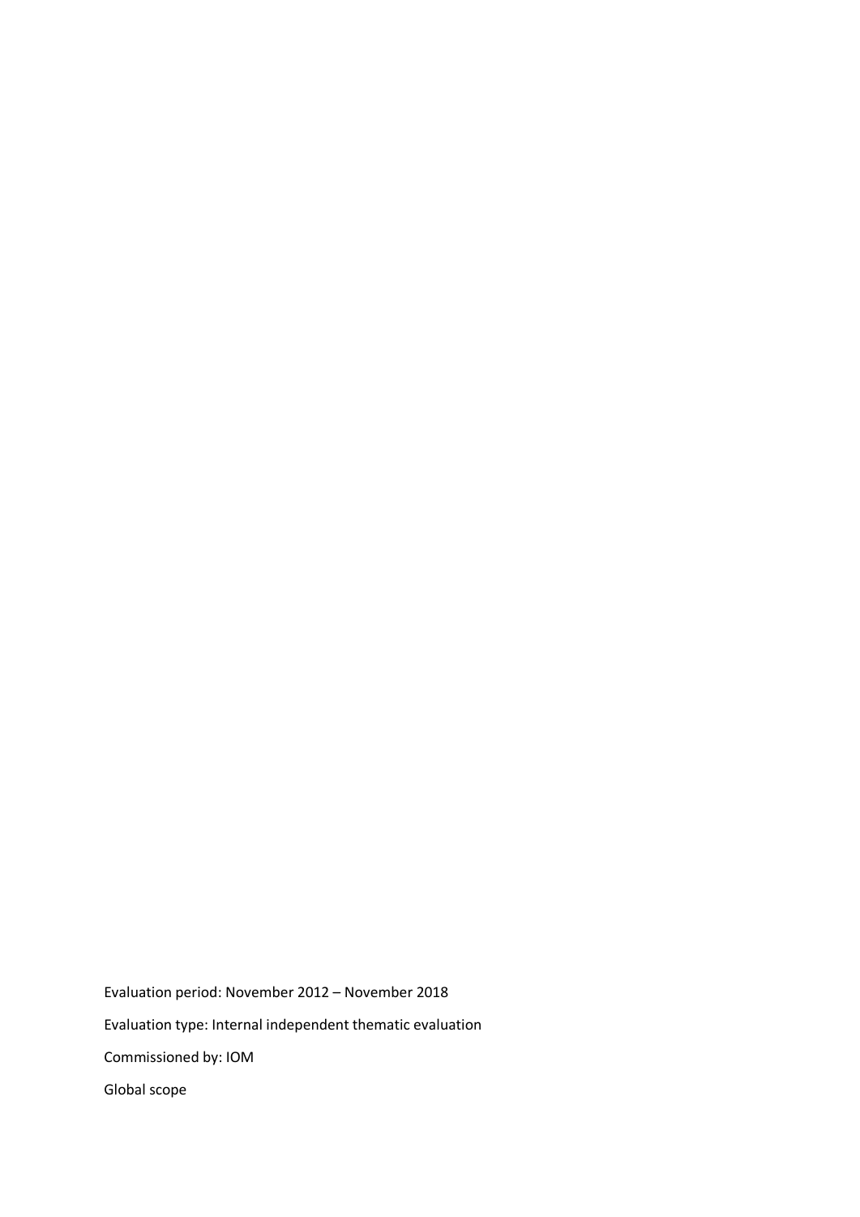Evaluation period: November 2012 – November 2018

Evaluation type: Internal independent thematic evaluation

Commissioned by: IOM

Global scope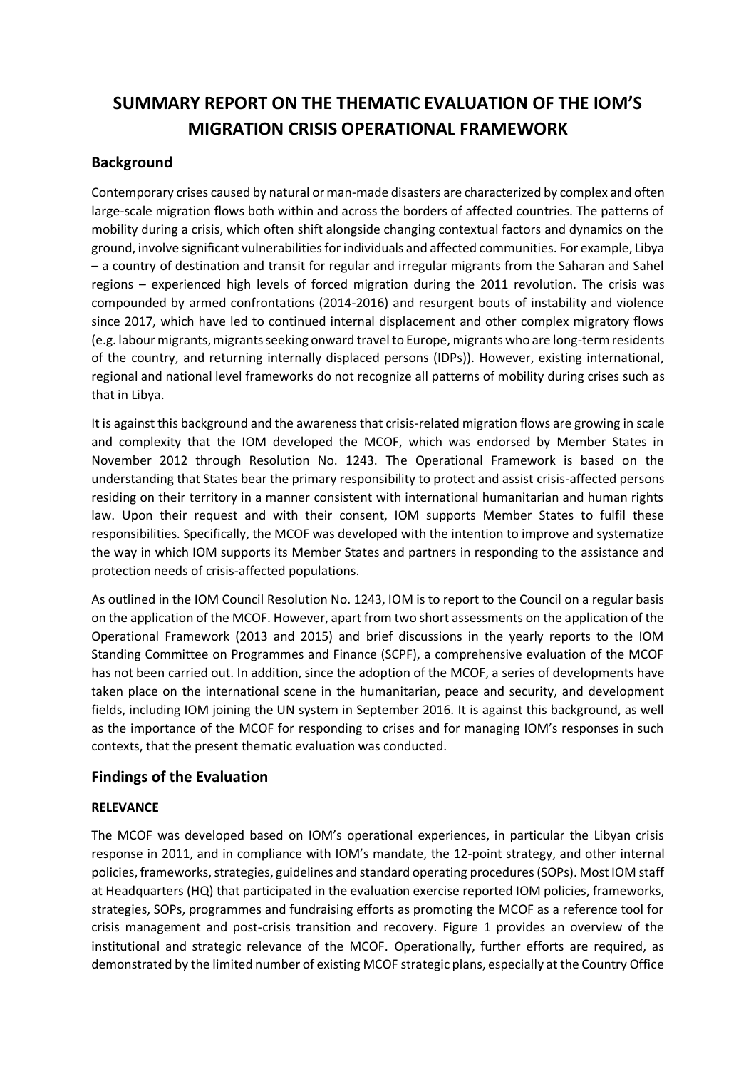# SUMMARY REPORT ON THE THEMATIC EVALUATION OF THE IOM'S MIGRATION CRISIS OPERATIONAL FRAMEWORK

## Background

Contemporary crises caused by natural or man-made disasters are characterized by complex and often large-scale migration flows both within and across the borders of affected countries. The patterns of mobility during a crisis, which often shift alongside changing contextual factors and dynamics on the ground, involve significant vulnerabilities for individuals and affected communities. For example, Libya – a country of destination and transit for regular and irregular migrants from the Saharan and Sahel regions – experienced high levels of forced migration during the 2011 revolution. The crisis was compounded by armed confrontations (2014-2016) and resurgent bouts of instability and violence since 2017, which have led to continued internal displacement and other complex migratory flows (e.g. labour migrants, migrants seeking onward travel to Europe, migrants who are long-term residents of the country, and returning internally displaced persons (IDPs)). However, existing international, regional and national level frameworks do not recognize all patterns of mobility during crises such as that in Libya.

It is against this background and the awareness that crisis-related migration flows are growing in scale and complexity that the IOM developed the MCOF, which was endorsed by Member States in November 2012 through Resolution No. 1243. The Operational Framework is based on the understanding that States bear the primary responsibility to protect and assist crisis-affected persons residing on their territory in a manner consistent with international humanitarian and human rights law. Upon their request and with their consent, IOM supports Member States to fulfil these responsibilities. Specifically, the MCOF was developed with the intention to improve and systematize the way in which IOM supports its Member States and partners in responding to the assistance and protection needs of crisis-affected populations.

As outlined in the IOM Council Resolution No. 1243, IOM is to report to the Council on a regular basis on the application of the MCOF. However, apart from two short assessments on the application of the Operational Framework (2013 and 2015) and brief discussions in the yearly reports to the IOM Standing Committee on Programmes and Finance (SCPF), a comprehensive evaluation of the MCOF has not been carried out. In addition, since the adoption of the MCOF, a series of developments have taken place on the international scene in the humanitarian, peace and security, and development fields, including IOM joining the UN system in September 2016. It is against this background, as well as the importance of the MCOF for responding to crises and for managing IOM's responses in such contexts, that the present thematic evaluation was conducted.

## Findings of the Evaluation

### RELEVANCE

The MCOF was developed based on IOM's operational experiences, in particular the Libyan crisis response in 2011, and in compliance with IOM's mandate, the 12-point strategy, and other internal policies, frameworks, strategies, guidelines and standard operating procedures (SOPs). Most IOM staff at Headquarters (HQ) that participated in the evaluation exercise reported IOM policies, frameworks, strategies, SOPs, programmes and fundraising efforts as promoting the MCOF as a reference tool for crisis management and post-crisis transition and recovery. Figure 1 provides an overview of the institutional and strategic relevance of the MCOF. Operationally, further efforts are required, as demonstrated by the limited number of existing MCOF strategic plans, especially at the Country Office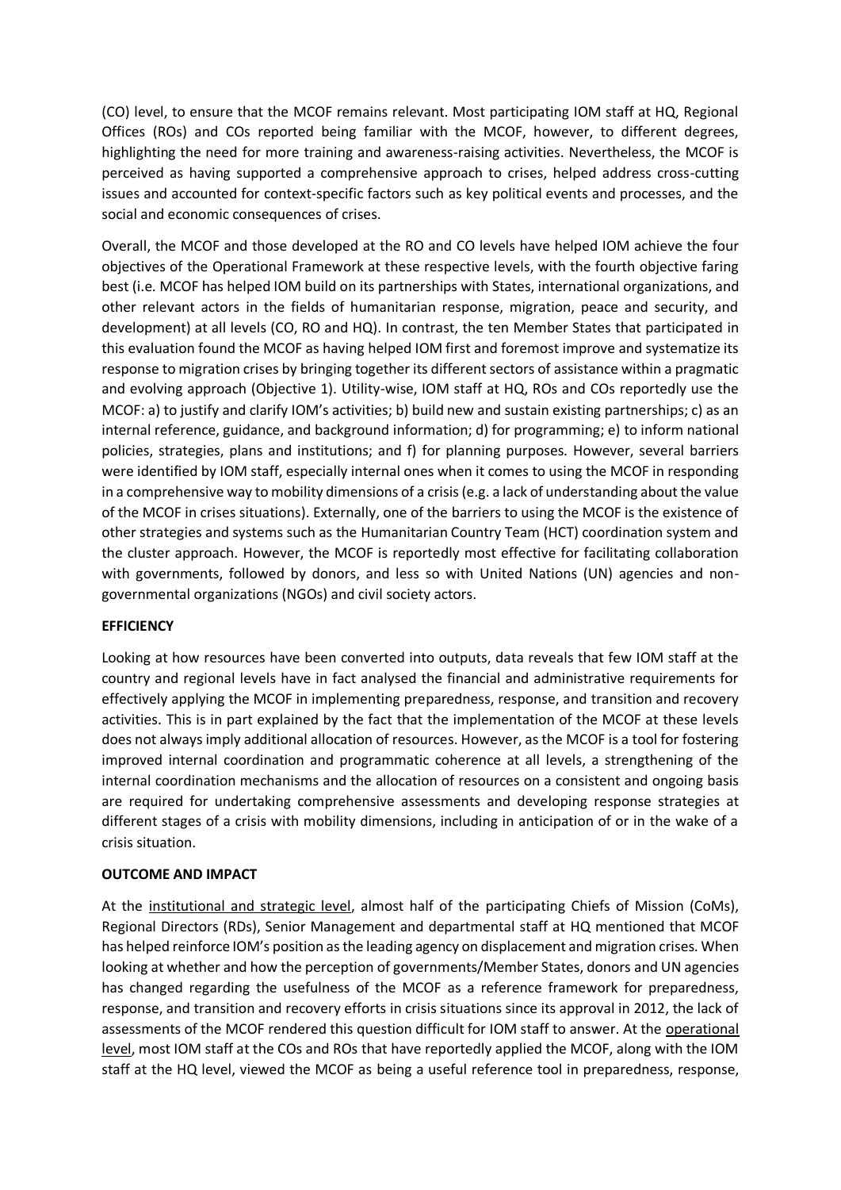(CO) level, to ensure that the MCOF remains relevant. Most participating IOM staff at HQ, Regional Offices (ROs) and COs reported being familiar with the MCOF, however, to different degrees, highlighting the need for more training and awareness-raising activities. Nevertheless, the MCOF is perceived as having supported a comprehensive approach to crises, helped address cross-cutting issues and accounted for context-specific factors such as key political events and processes, and the social and economic consequences of crises.

Overall, the MCOF and those developed at the RO and CO levels have helped IOM achieve the four objectives of the Operational Framework at these respective levels, with the fourth objective faring best (i.e. MCOF has helped IOM build on its partnerships with States, international organizations, and other relevant actors in the fields of humanitarian response, migration, peace and security, and development) at all levels (CO, RO and HQ). In contrast, the ten Member States that participated in this evaluation found the MCOF as having helped IOM first and foremost improve and systematize its response to migration crises by bringing together its different sectors of assistance within a pragmatic and evolving approach (Objective 1). Utility-wise, IOM staff at HQ, ROs and COs reportedly use the MCOF: a) to justify and clarify IOM's activities; b) build new and sustain existing partnerships; c) as an internal reference, guidance, and background information; d) for programming; e) to inform national policies, strategies, plans and institutions; and f) for planning purposes. However, several barriers were identified by IOM staff, especially internal ones when it comes to using the MCOF in responding in a comprehensive way to mobility dimensions of a crisis (e.g. a lack of understanding about the value of the MCOF in crises situations). Externally, one of the barriers to using the MCOF is the existence of other strategies and systems such as the Humanitarian Country Team (HCT) coordination system and the cluster approach. However, the MCOF is reportedly most effective for facilitating collaboration with governments, followed by donors, and less so with United Nations (UN) agencies and non-governmental organizations (NGOs) and civil society actors.

**EFFICIENCY**

Looking at how resources have been converted into outputs, data reveals that few IOM staff at the country and regional levels have in fact analysed the financial and administrative requirements for effectively applying the MCOF in implementing preparedness, response, and transition and recovery activities. This is in part explained by the fact that the implementation of the MCOF at these levels does not always imply additional allocation of resources. However, as the MCOF is a tool for fostering improved internal coordination and programmatic coherence at all levels, a strengthening of the internal coordination mechanisms and the allocation of resources on a consistent and ongoing basis are required for undertaking comprehensive assessments and developing response strategies at different stages of a crisis with mobility dimensions, including in anticipation of or in the wake of a crisis situation.

**OUTCOME AND IMPACT**

At the institutional and strategic level, almost half of the participating Chiefs of Mission (CoMs), Regional Directors (RDs), Senior Management and departmental staff at HQ mentioned that MCOF has helped reinforce IOM's position as the leading agency on displacement and migration crises. When looking at whether and how the perception of governments/Member States, donors and UN agencies has changed regarding the usefulness of the MCOF as a reference framework for preparedness, response, and transition and recovery efforts in crisis situations since its approval in 2012, the lack of assessments of the MCOF rendered this question difficult for IOM staff to answer. At the operational level, most IOM staff at the COs and ROs that have reportedly applied the MCOF, along with the IOM staff at the HQ level, viewed the MCOF as being a useful reference tool in preparedness, response,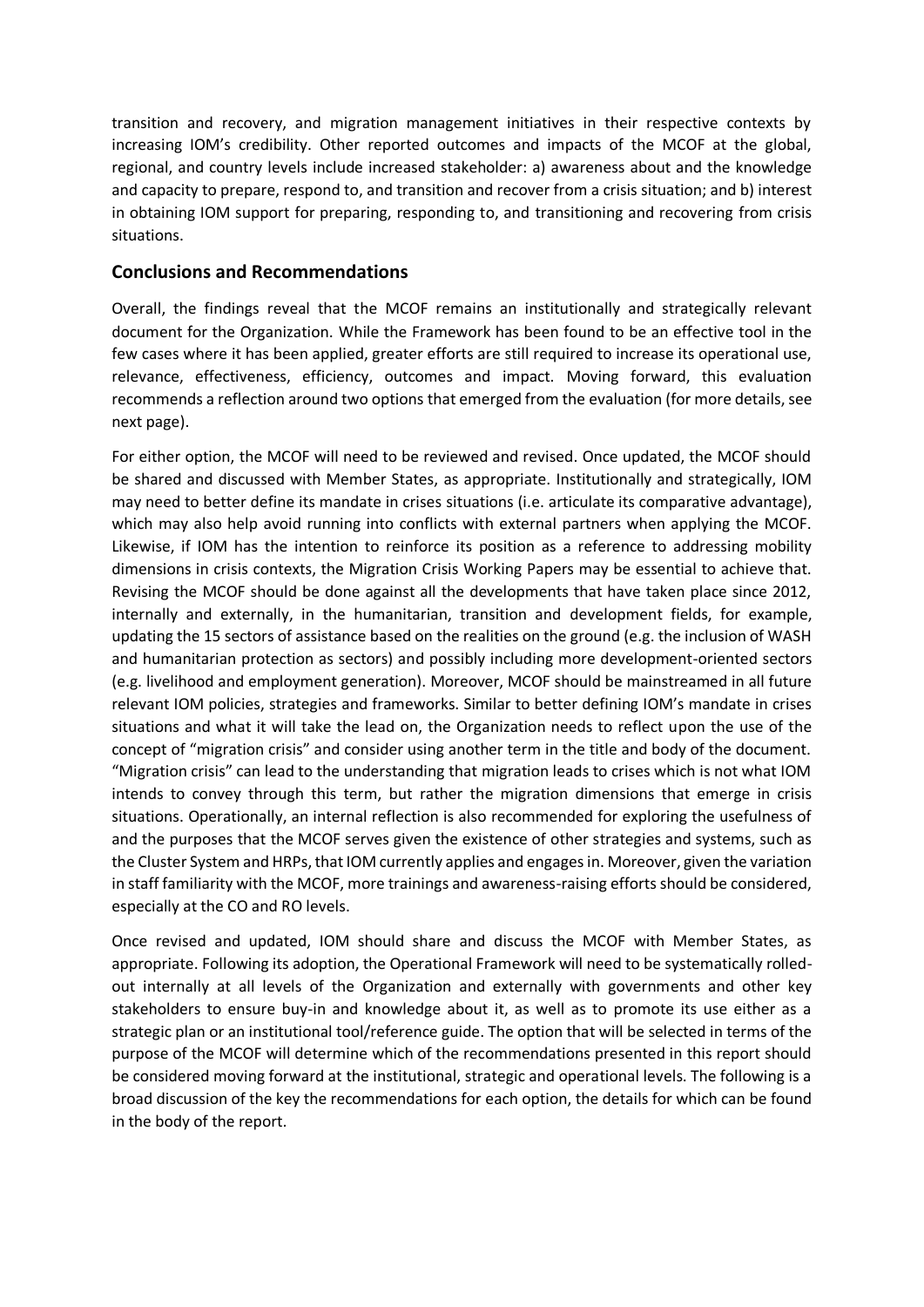transition and recovery, and migration management initiatives in their respective contexts by increasing IOM's credibility. Other reported outcomes and impacts of the MCOF at the global, regional, and country levels include increased stakeholder: a) awareness about and the knowledge and capacity to prepare, respond to, and transition and recover from a crisis situation; and b) interest in obtaining IOM support for preparing, responding to, and transitioning and recovering from crisis situations.

## Conclusions and Recommendations

Overall, the findings reveal that the MCOF remains an institutionally and strategically relevant document for the Organization. While the Framework has been found to be an effective tool in the few cases where it has been applied, greater efforts are still required to increase its operational use, relevance, effectiveness, efficiency, outcomes and impact. Moving forward, this evaluation recommends a reflection around two options that emerged from the evaluation (for more details, see next page).

For either option, the MCOF will need to be reviewed and revised. Once updated, the MCOF should be shared and discussed with Member States, as appropriate. Institutionally and strategically, IOM may need to better define its mandate in crises situations (i.e. articulate its comparative advantage), which may also help avoid running into conflicts with external partners when applying the MCOF. Likewise, if IOM has the intention to reinforce its position as a reference to addressing mobility dimensions in crisis contexts, the Migration Crisis Working Papers may be essential to achieve that. Revising the MCOF should be done against all the developments that have taken place since 2012, internally and externally, in the humanitarian, transition and development fields, for example, updating the 15 sectors of assistance based on the realities on the ground (e.g. the inclusion of WASH and humanitarian protection as sectors) and possibly including more development-oriented sectors (e.g. livelihood and employment generation). Moreover, MCOF should be mainstreamed in all future relevant IOM policies, strategies and frameworks. Similar to better defining IOM's mandate in crises situations and what it will take the lead on, the Organization needs to reflect upon the use of the concept of "migration crisis" and consider using another term in the title and body of the document. "Migration crisis" can lead to the understanding that migration leads to crises which is not what IOM intends to convey through this term, but rather the migration dimensions that emerge in crisis situations. Operationally, an internal reflection is also recommended for exploring the usefulness of and the purposes that the MCOF serves given the existence of other strategies and systems, such as the Cluster System and HRPs, that IOM currently applies and engages in. Moreover, given the variation in staff familiarity with the MCOF, more trainings and awareness-raising efforts should be considered, especially at the CO and RO levels.

Once revised and updated, IOM should share and discuss the MCOF with Member States, as appropriate. Following its adoption, the Operational Framework will need to be systematically rolled-out internally at all levels of the Organization and externally with governments and other key stakeholders to ensure buy-in and knowledge about it, as well as to promote its use either as a strategic plan or an institutional tool/reference guide. The option that will be selected in terms of the purpose of the MCOF will determine which of the recommendations presented in this report should be considered moving forward at the institutional, strategic and operational levels. The following is a broad discussion of the key the recommendations for each option, the details for which can be found in the body of the report.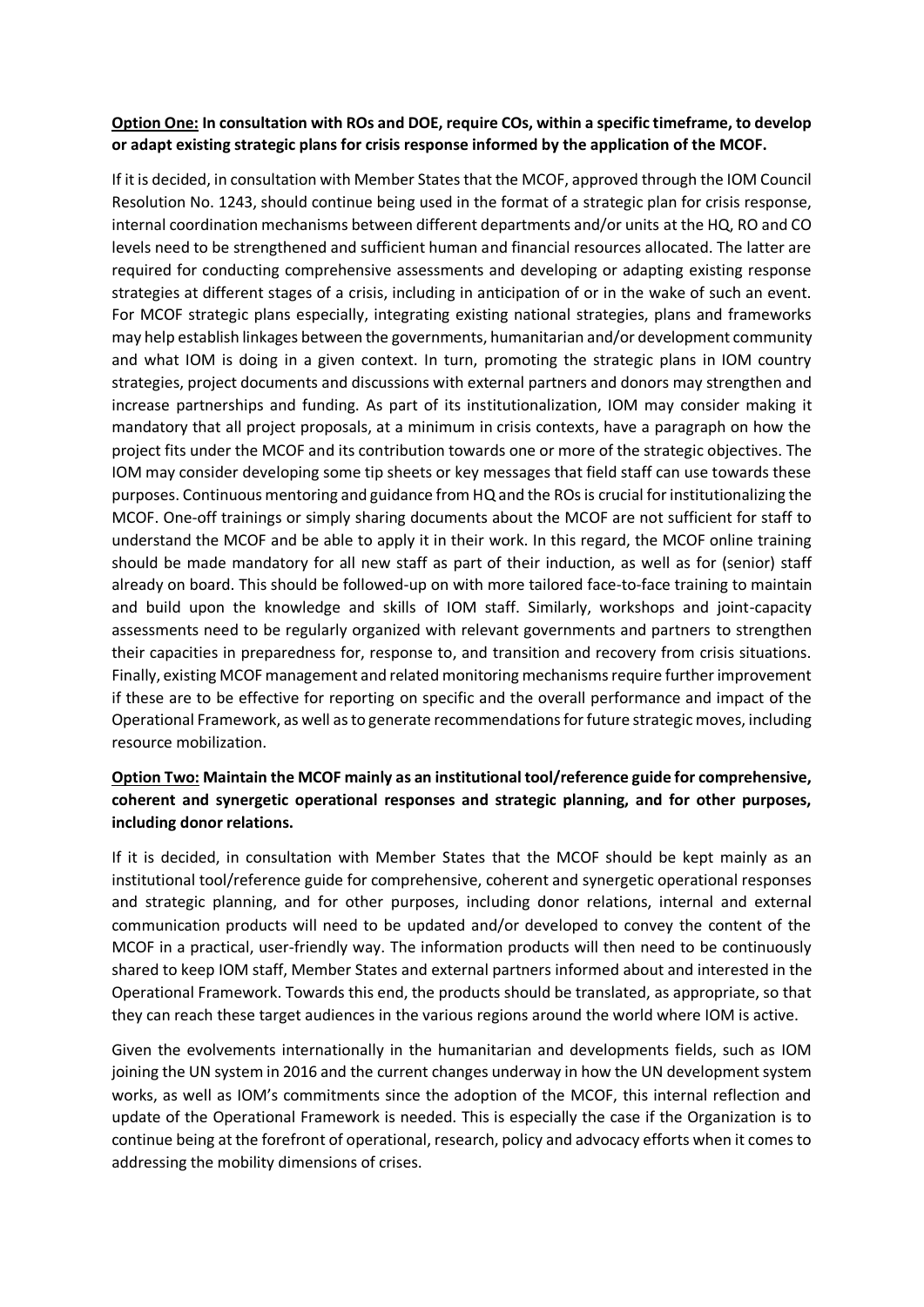**<u>Option One:</u> In consultation with ROs and DOE, require COs, within a specific timeframe, to develop or adapt existing strategic plans for crisis response informed by the application of the MCOF.**

If it is decided, in consultation with Member States that the MCOF, approved through the IOM Council Resolution No. 1243, should continue being used in the format of a strategic plan for crisis response, internal coordination mechanisms between different departments and/or units at the HQ, RO and CO levels need to be strengthened and sufficient human and financial resources allocated. The latter are required for conducting comprehensive assessments and developing or adapting existing response strategies at different stages of a crisis, including in anticipation of or in the wake of such an event. For MCOF strategic plans especially, integrating existing national strategies, plans and frameworks may help establish linkages between the governments, humanitarian and/or development community and what IOM is doing in a given context. In turn, promoting the strategic plans in IOM country strategies, project documents and discussions with external partners and donors may strengthen and increase partnerships and funding. As part of its institutionalization, IOM may consider making it mandatory that all project proposals, at a minimum in crisis contexts, have a paragraph on how the project fits under the MCOF and its contribution towards one or more of the strategic objectives. The IOM may consider developing some tip sheets or key messages that field staff can use towards these purposes. Continuous mentoring and guidance from HQ and the ROs is crucial for institutionalizing the MCOF. One-off trainings or simply sharing documents about the MCOF are not sufficient for staff to understand the MCOF and be able to apply it in their work. In this regard, the MCOF online training should be made mandatory for all new staff as part of their induction, as well as for (senior) staff already on board. This should be followed-up on with more tailored face-to-face training to maintain and build upon the knowledge and skills of IOM staff. Similarly, workshops and joint-capacity assessments need to be regularly organized with relevant governments and partners to strengthen their capacities in preparedness for, response to, and transition and recovery from crisis situations. Finally, existing MCOF management and related monitoring mechanisms require further improvement if these are to be effective for reporting on specific and the overall performance and impact of the Operational Framework, as well as to generate recommendations for future strategic moves, including resource mobilization.

**<u>Option Two:</u> Maintain the MCOF mainly as an institutional tool/reference guide for comprehensive, coherent and synergetic operational responses and strategic planning, and for other purposes, including donor relations.**

If it is decided, in consultation with Member States that the MCOF should be kept mainly as an institutional tool/reference guide for comprehensive, coherent and synergetic operational responses and strategic planning, and for other purposes, including donor relations, internal and external communication products will need to be updated and/or developed to convey the content of the MCOF in a practical, user-friendly way. The information products will then need to be continuously shared to keep IOM staff, Member States and external partners informed about and interested in the Operational Framework. Towards this end, the products should be translated, as appropriate, so that they can reach these target audiences in the various regions around the world where IOM is active.

Given the evolvements internationally in the humanitarian and developments fields, such as IOM joining the UN system in 2016 and the current changes underway in how the UN development system works, as well as IOM's commitments since the adoption of the MCOF, this internal reflection and update of the Operational Framework is needed. This is especially the case if the Organization is to continue being at the forefront of operational, research, policy and advocacy efforts when it comes to addressing the mobility dimensions of crises.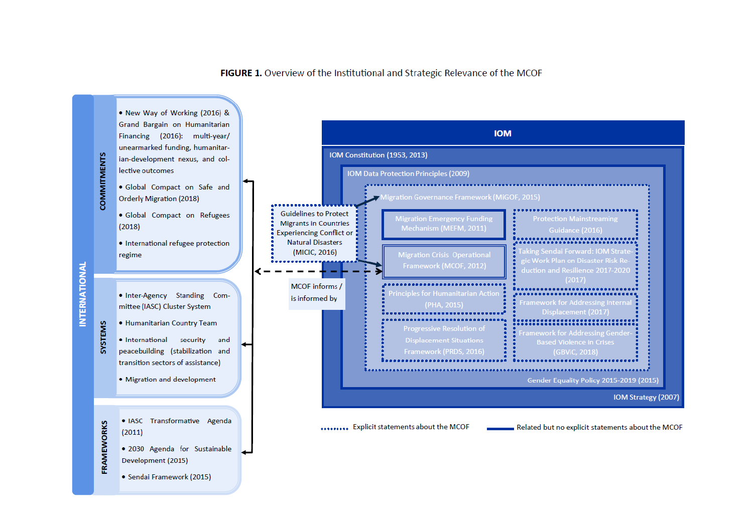**FIGURE 1.** Overview of the Institutional and Strategic Relevance of the MCOF

INTERNATIONAL

COMMITMENTS

- New Way of Working (2016) & Grand Bargain on Humanitarian Financing (2016): multi-year/ unearmarked funding, humanitarian-development nexus, and collective outcomes
- Global Compact on Safe and Orderly Migration (2018)
- Global Compact on Refugees (2018)
- International refugee protection regime

SYSTEMS

- Inter-Agency Standing Committee (IASC) Cluster System
- Humanitarian Country Team
- International security and peacebuilding (stabilization and transition sectors of assistance)
- Migration and development

FRAMEWORKS

- IASC Transformative Agenda (2011)
- 2030 Agenda for Sustainable Development (2015)
- Sendai Framework (2015)

Guidelines to Protect Migrants in Countries Experiencing Conflict or Natural Disasters (MICIC, 2016)

MCOF informs / is informed by

IOM

IOM Constitution (1953, 2013)

IOM Data Protection Principles (2009)

Migration Governance Framework (MiGOF, 2015)

Migration Emergency Funding Mechanism (MEFM, 2011)

Protection Mainstreaming Guidance (2016)

Migration Crisis Operational Framework (MCOF, 2012)

Taking Sendai Forward: IOM Strategic Work Plan on Disaster Risk Reduction and Resilience 2017-2020 (2017)

Principles for Humanitarian Action (PHA, 2015)

Framework for Addressing Internal Displacement (2017)

Progressive Resolution of Displacement Situations Framework (PRDS, 2016)

Framework for Addressing Gender-Based Violence in Crises (GBViC, 2018)

Gender Equality Policy 2015-2019 (2015)

IOM Strategy (2007)

Explicit statements about the MCOF

Related but no explicit statements about the MCOF